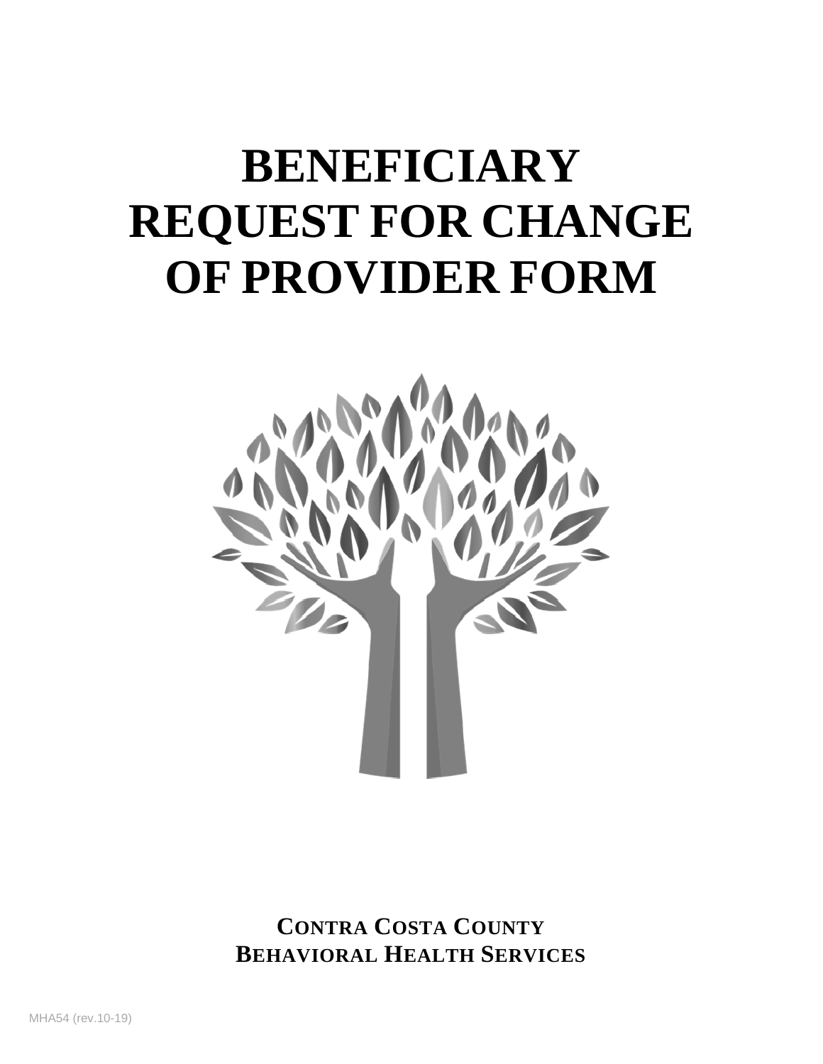# BENEFICIARY REQUEST FOR CHANGE OF PROVIDER FORM

**CONTRA COSTA COUNTY**
**BEHAVIORAL HEALTH SERVICES**

MHA54 (rev.10-19)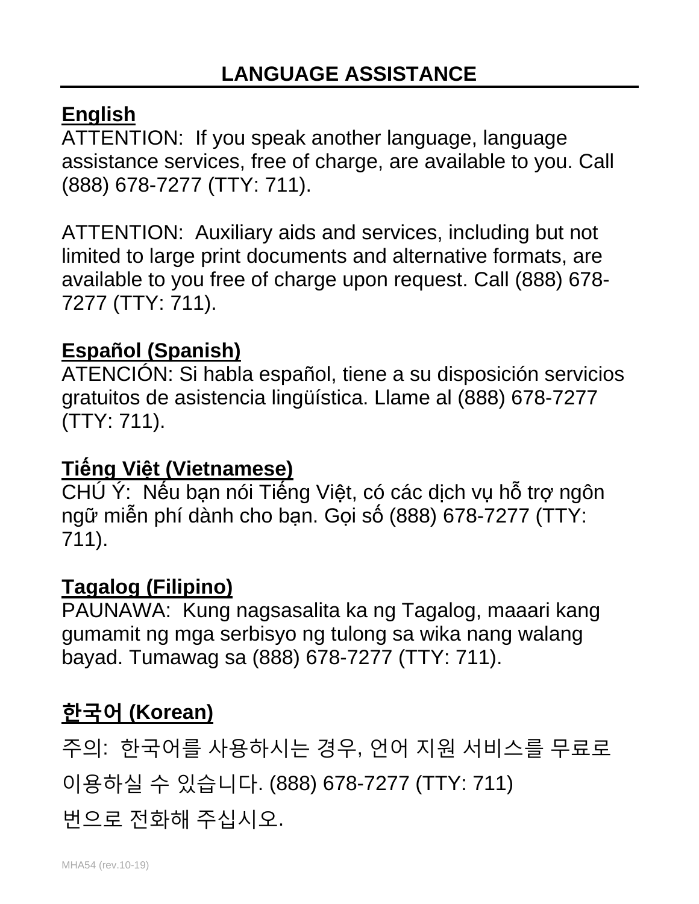## LANGUAGE ASSISTANCE

**English**

ATTENTION: If you speak another language, language assistance services, free of charge, are available to you. Call (888) 678-7277 (TTY: 711).

ATTENTION: Auxiliary aids and services, including but not limited to large print documents and alternative formats, are available to you free of charge upon request. Call (888) 678-7277 (TTY: 711).

**Español (Spanish)**

ATENCIÓN: Si habla español, tiene a su disposición servicios gratuitos de asistencia lingüística. Llame al (888) 678-7277 (TTY: 711).

**Tiếng Việt (Vietnamese)**

CHÚ Ý: Nếu bạn nói Tiếng Việt, có các dịch vụ hỗ trợ ngôn ngữ miễn phí dành cho bạn. Gọi số (888) 678-7277 (TTY: 711).

**Tagalog (Filipino)**

PAUNAWA: Kung nagsasalita ka ng Tagalog, maaari kang gumamit ng mga serbisyo ng tulong sa wika nang walang bayad. Tumawag sa (888) 678-7277 (TTY: 711).

**한국어 (Korean)**

주의: 한국어를 사용하시는 경우, 언어 지원 서비스를 무료로 이용하실 수 있습니다. (888) 678-7277 (TTY: 711) 번으로 전화해 주십시오.

MHA54 (rev.10-19)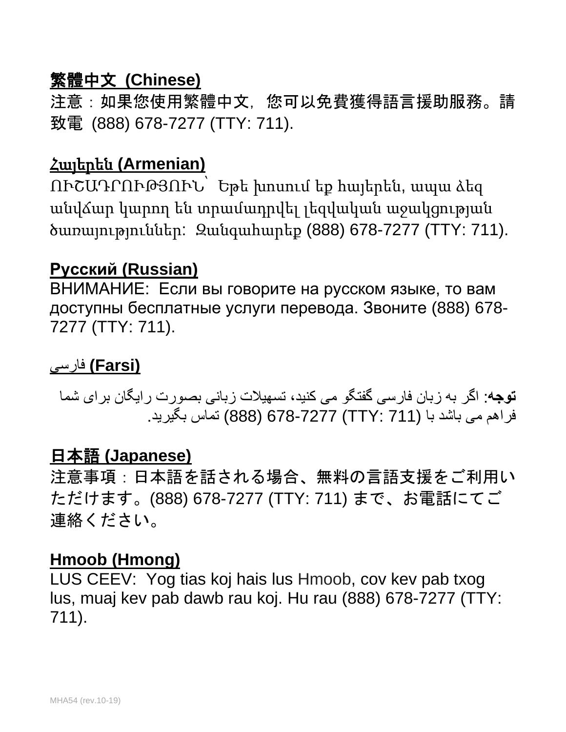**繁體中文 (Chinese)**

注意：如果您使用繁體中文，您可以免費獲得語言援助服務。請致電 (888) 678-7277 (TTY: 711).

**Հայերեն (Armenian)**

ՈՒՇԱԴՐՈՒԹՅՈՒՆ՝ Եթե խոսում եք հայերեն, ապա ձեզ անվճար կարող են տրամադրվել լեզվական աջակցության ծառայություններ: Զանգահարեք (888) 678-7277 (TTY: 711).

**Русский (Russian)**

ВНИМАНИЕ: Если вы говорите на русском языке, то вам доступны бесплатные услуги перевода. Звоните (888) 678-7277 (TTY: 711).

**فارسی (Farsi)**

**توجه**: اگر به زبان فارسی گفتگو می کنید، تسهیلات زبانی بصورت رایگان برای شما فراهم می باشد با (TTY: 711) 678-7277 (888) تماس بگیرید.

**日本語 (Japanese)**

注意事項：日本語を話される場合、無料の言語支援をご利用いただけます。(888) 678-7277 (TTY: 711) まで、お電話にてご連絡ください。

**Hmoob (Hmong)**

LUS CEEV: Yog tias koj hais lus Hmoob, cov kev pab txog lus, muaj kev pab dawb rau koj. Hu rau (888) 678-7277 (TTY: 711).

MHA54 (rev.10-19)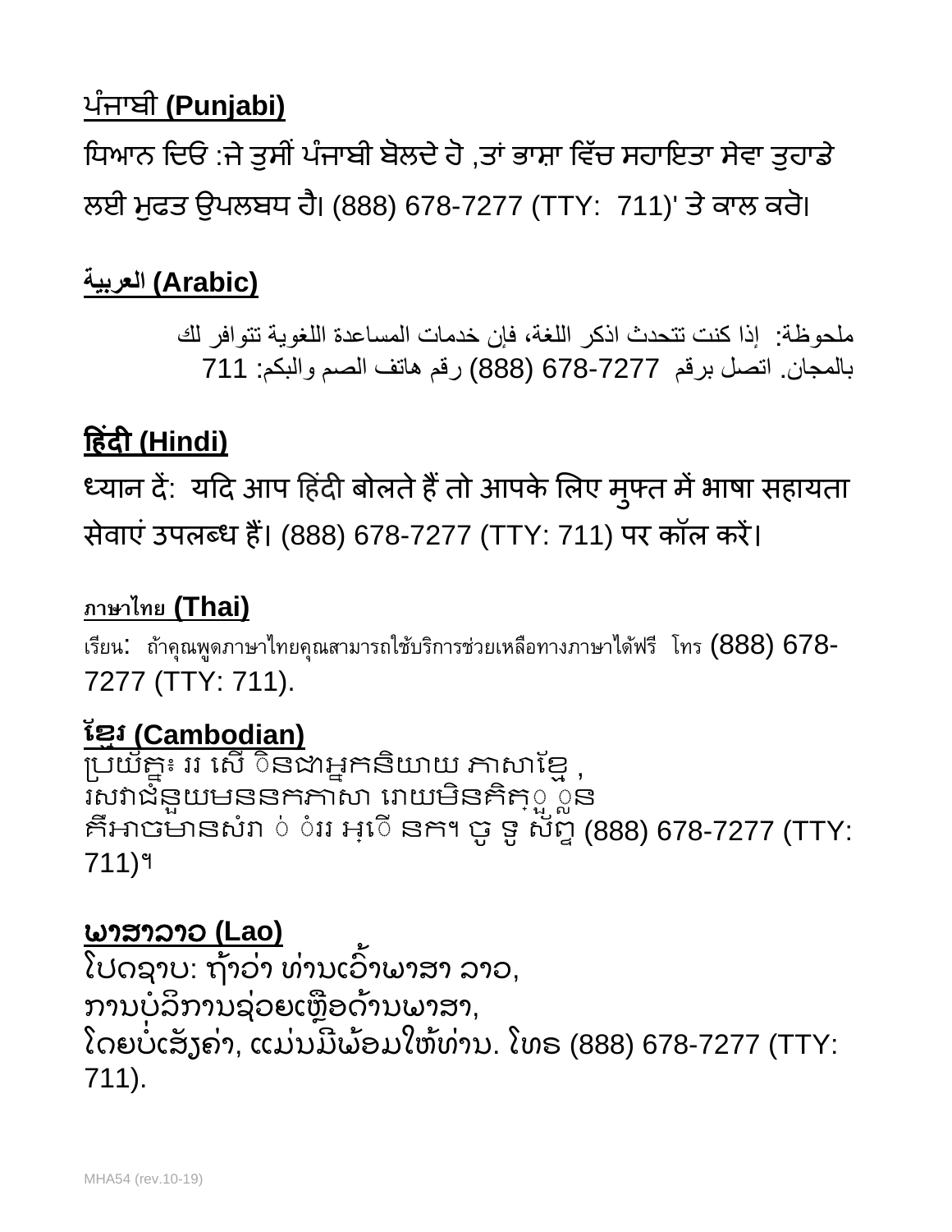### ਪੰਜਾਬੀ (Punjabi)

ਧਿਆਨ ਦਿਓ :ਜੇ ਤੁਸੀਂ ਪੰਜਾਬੀ ਬੋਲਦੇ ਹੋ ,ਤਾਂ ਭਾਸ਼ਾ ਵਿੱਚ ਸਹਾਇਤਾ ਸੇਵਾ ਤੁਹਾਡੇ ਲਈ ਮੁਫਤ ਉਪਲਬਧ ਹੈ। (888) 678-7277 (TTY: 711)' ਤੇ ਕਾਲ ਕਰੋ।

### العربية (Arabic)

ملحوظة: إذا كنت تتحدث اذكر اللغة، فإن خدمات المساعدة اللغوية تتوافر لك بالمجان. اتصل برقم 678-7277 (888) رقم هاتف الصم والبكم: 711

### हिंदी (Hindi)

ध्यान दें: यदि आप हिंदी बोलते हैं तो आपके लिए मुफ्त में भाषा सहायता सेवाएं उपलब्ध हैं। (888) 678-7277 (TTY: 711) पर कॉल करें।

### ภาษาไทย (Thai)

เรียน: ถ้าคุณพูดภาษาไทยคุณสามารถใช้บริการช่วยเหลือทางภาษาได้ฟรี โทร (888) 678-7277 (TTY: 711).

### ខ្មែរ (Cambodian)

ប្រយ័ត្ន៖ ររ សើ ិនជាអ្នកនិយាយ ភាសាខ្មែ , រសវាជំនួយមននកភាសា រោយមិនគិត្ួ ួនគឺអាចមានសំរា ់ ំររ អ្ើ នក។ ចូ ទូ ស័ព្ទ (888) 678-7277 (TTY: 711)។

### ພາສາລາວ (Lao)

ໂປດຊາບ: ຖ້າວ່າ ທ່ານເວົ້າພາສາ ລາວ, ການບໍລິການຊ່ວຍເຫຼືອດ້ານພາສາ, ໂດຍບໍ່ເສັຽຄ່າ, ແມ່ນມີພ້ອມໃຫ້ທ່ານ. ໂທຣ (888) 678-7277 (TTY: 711).

MHA54 (rev.10-19)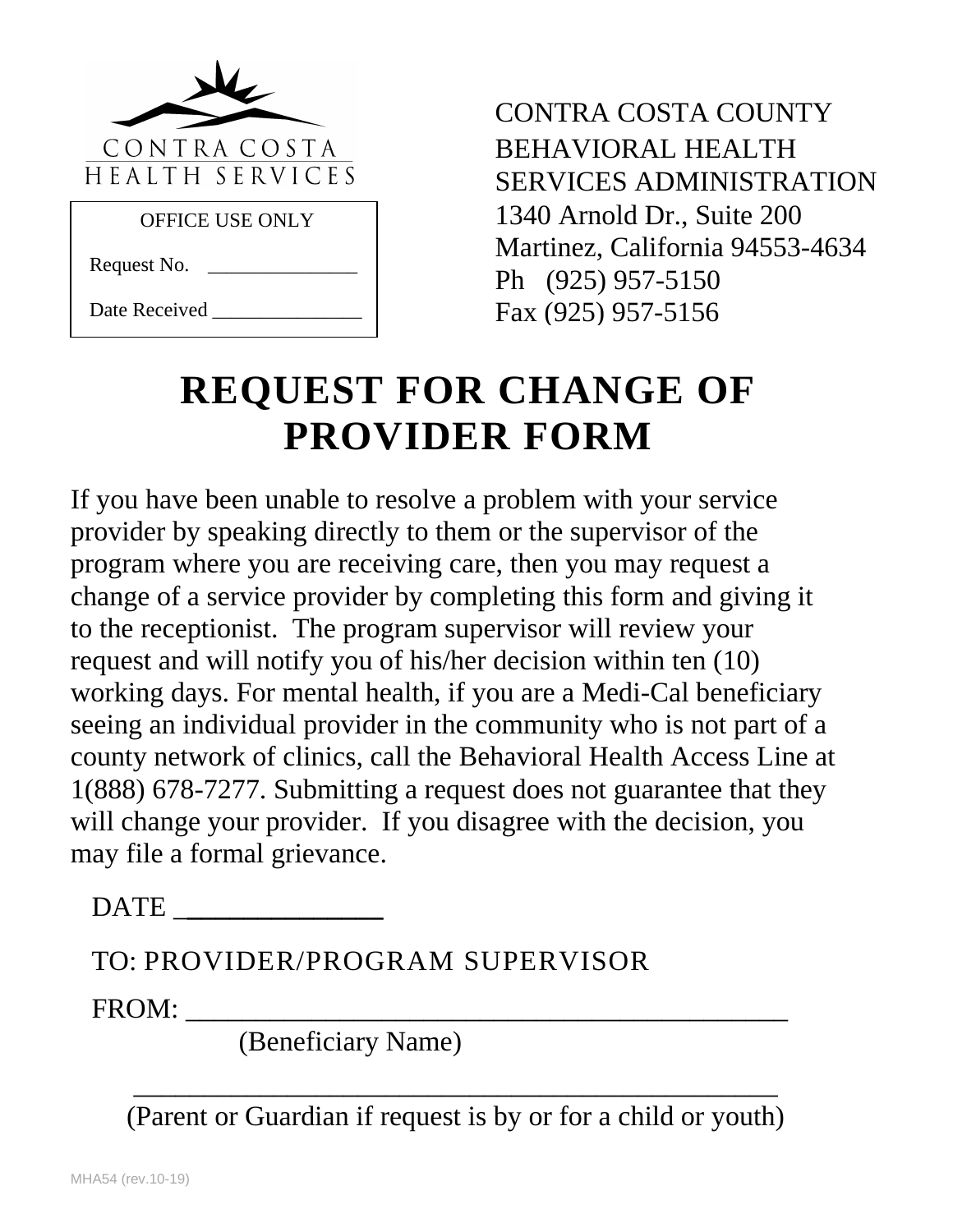CONTRA COSTA
HEALTH SERVICES

| OFFICE USE ONLY |
| --- |
| Request No. ______________ |
| Date Received ______________ |

CONTRA COSTA COUNTY
BEHAVIORAL HEALTH
SERVICES ADMINISTRATION
1340 Arnold Dr., Suite 200
Martinez, California 94553-4634
Ph (925) 957-5150
Fax (925) 957-5156

# REQUEST FOR CHANGE OF PROVIDER FORM

If you have been unable to resolve a problem with your service provider by speaking directly to them or the supervisor of the program where you are receiving care, then you may request a change of a service provider by completing this form and giving it to the receptionist. The program supervisor will review your request and will notify you of his/her decision within ten (10) working days. For mental health, if you are a Medi-Cal beneficiary seeing an individual provider in the community who is not part of a county network of clinics, call the Behavioral Health Access Line at 1(888) 678-7277. Submitting a request does not guarantee that they will change your provider. If you disagree with the decision, you may file a formal grievance.

DATE ______________

TO: PROVIDER/PROGRAM SUPERVISOR

FROM: ___________________________________________
(Beneficiary Name)

___________________________________________
(Parent or Guardian if request is by or for a child or youth)

MHA54 (rev.10-19)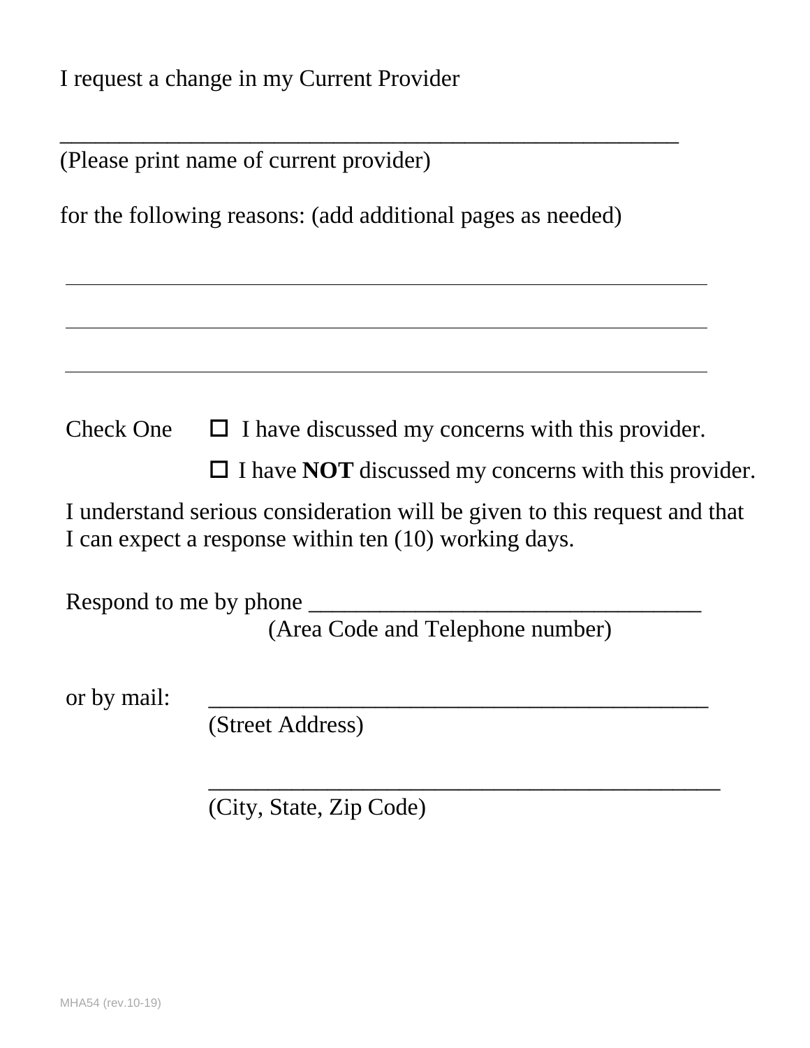I request a change in my Current Provider

_______________________________________________

(Please print name of current provider)

for the following reasons: (add additional pages as needed)

_______________________________________________

_______________________________________________

_______________________________________________

Check One

☐ I have discussed my concerns with this provider.

☐ I have **NOT** discussed my concerns with this provider.

I understand serious consideration will be given to this request and that I can expect a response within ten (10) working days.

Respond to me by phone _________________________________
(Area Code and Telephone number)

or by mail: ___________________________________________
(Street Address)

___________________________________________
(City, State, Zip Code)

MHA54 (rev.10-19)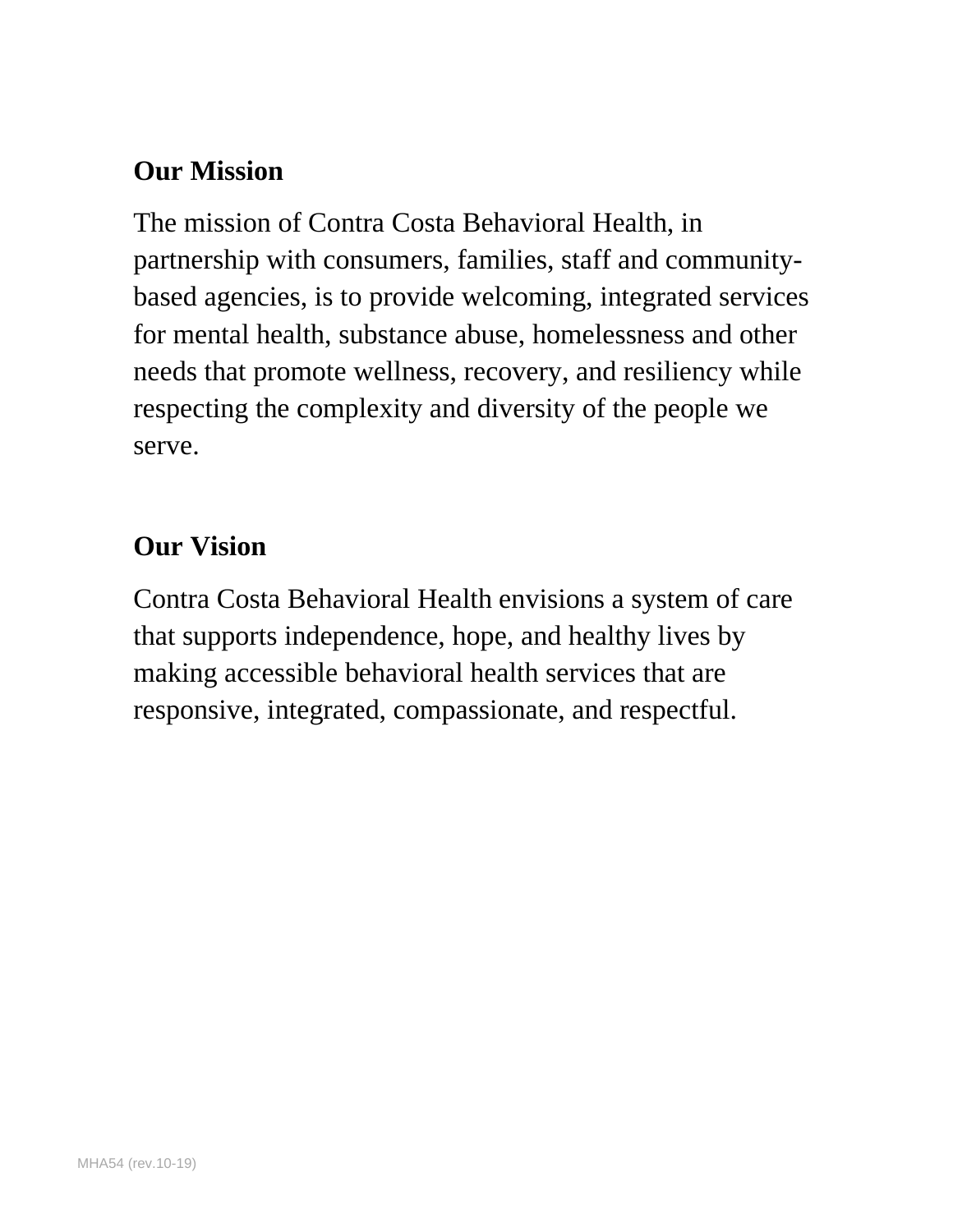## Our Mission

The mission of Contra Costa Behavioral Health, in partnership with consumers, families, staff and community-based agencies, is to provide welcoming, integrated services for mental health, substance abuse, homelessness and other needs that promote wellness, recovery, and resiliency while respecting the complexity and diversity of the people we serve.

## Our Vision

Contra Costa Behavioral Health envisions a system of care that supports independence, hope, and healthy lives by making accessible behavioral health services that are responsive, integrated, compassionate, and respectful.

MHA54 (rev.10-19)